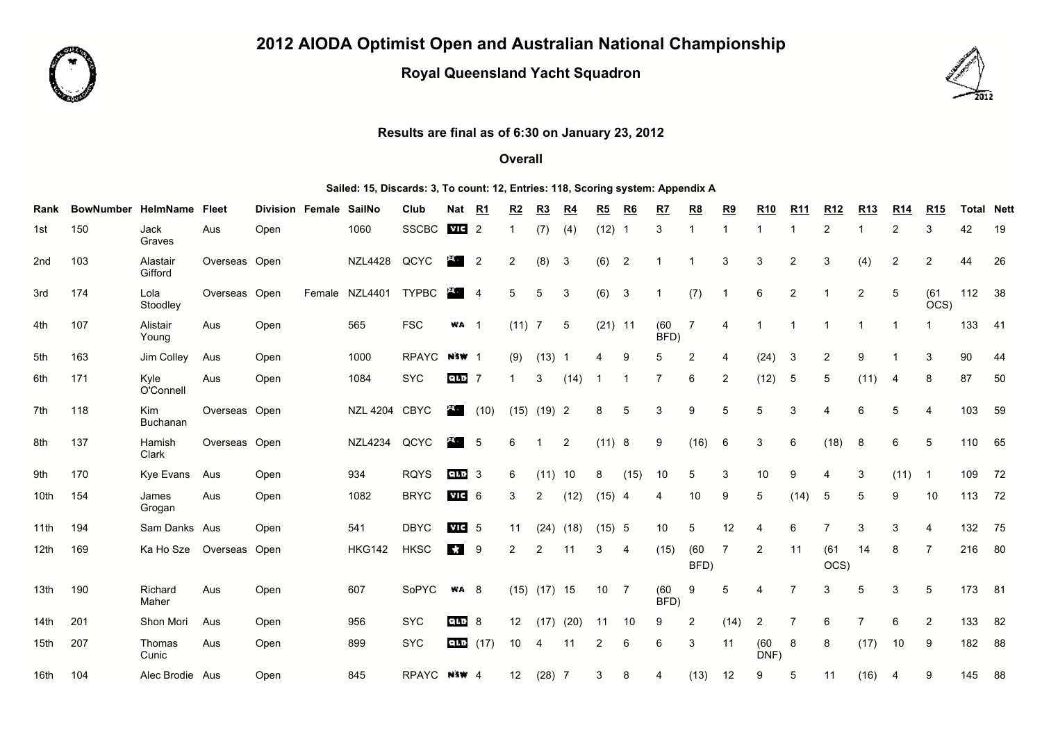# 2012 AIODA Optimist Open and Australian National Championship

## Royal Queensland Yacht Squadron

**Results are final as of 6:30 on January 23, 2012**

**Overall**

**Sailed: 15, Discards: 3, To count: 12, Entries: 118, Scoring system: Appendix A**

| Rank | BowNumber | HelmName | Fleet | Division | Female | SailNo | Club | Nat | R1 | R2 | R3 | R4 | R5 | R6 | R7 | R8 | R9 | R10 | R11 | R12 | R13 | R14 | R15 | Total | Nett |
|---|---|---|---|---|---|---|---|---|---|---|---|---|---|---|---|---|---|---|---|---|---|---|---|---|---|
| 1st | 150 | Jack Graves | Aus | Open | | 1060 | SSCBC | VIC | 2 | 1 | (7) | (4) | (12) | 1 | 3 | 1 | 1 | 1 | 1 | 2 | 1 | 2 | 3 | 42 | 19 |
| 2nd | 103 | Alastair Gifford | Overseas | Open | | NZL4428 | QCYC | | 2 | 2 | (8) | 3 | (6) | 2 | 1 | 1 | 3 | 3 | 2 | 3 | (4) | 2 | 2 | 44 | 26 |
| 3rd | 174 | Lola Stoodley | Overseas | Open | Female | NZL4401 | TYPBC | | 4 | 5 | 5 | 3 | (6) | 3 | 1 | (7) | 1 | 6 | 2 | 1 | 2 | 5 | (61 OCS) | 112 | 38 |
| 4th | 107 | Alistair Young | Aus | Open | | 565 | FSC | WA | 1 | (11) | 7 | 5 | (21) | 11 | (60 BFD) | 7 | 4 | 1 | 1 | 1 | 1 | 1 | 1 | 133 | 41 |
| 5th | 163 | Jim Colley | Aus | Open | | 1000 | RPAYC | NSW | 1 | (9) | (13) | 1 | 4 | 9 | 5 | 2 | 4 | (24) | 3 | 2 | 9 | 1 | 3 | 90 | 44 |
| 6th | 171 | Kyle O'Connell | Aus | Open | | 1084 | SYC | QLD | 7 | 1 | 3 | (14) | 1 | 1 | 7 | 6 | 2 | (12) | 5 | 5 | (11) | 4 | 8 | 87 | 50 |
| 7th | 118 | Kim Buchanan | Overseas | Open | | NZL 4204 | CBYC | | (10) | (15) | (19) | 2 | 8 | 5 | 3 | 9 | 5 | 5 | 3 | 4 | 6 | 5 | 4 | 103 | 59 |
| 8th | 137 | Hamish Clark | Overseas | Open | | NZL4234 | QCYC | | 5 | 6 | 1 | 2 | (11) | 8 | 9 | (16) | 6 | 3 | 6 | (18) | 8 | 6 | 5 | 110 | 65 |
| 9th | 170 | Kye Evans | Aus | Open | | 934 | RQYS | QLD | 3 | 6 | (11) | 10 | 8 | (15) | 10 | 5 | 3 | 10 | 9 | 4 | 3 | (11) | 1 | 109 | 72 |
| 10th | 154 | James Grogan | Aus | Open | | 1082 | BRYC | VIC | 6 | 3 | 2 | (12) | (15) | 4 | 4 | 10 | 9 | 5 | (14) | 5 | 5 | 9 | 10 | 113 | 72 |
| 11th | 194 | Sam Danks | Aus | Open | | 541 | DBYC | VIC | 5 | 11 | (24) | (18) | (15) | 5 | 10 | 5 | 12 | 4 | 6 | 7 | 3 | 3 | 4 | 132 | 75 |
| 12th | 169 | Ka Ho Sze | Overseas | Open | | HKG142 | HKSC | | 9 | 2 | 2 | 11 | 3 | 4 | (15) | (60 BFD) | 7 | 2 | 11 | (61 OCS) | 14 | 8 | 7 | 216 | 80 |
| 13th | 190 | Richard Maher | Aus | Open | | 607 | SoPYC | WA | 8 | (15) | (17) | 15 | 10 | 7 | (60 BFD) | 9 | 5 | 4 | 7 | 3 | 5 | 3 | 5 | 173 | 81 |
| 14th | 201 | Shon Mori | Aus | Open | | 956 | SYC | QLD | 8 | 12 | (17) | (20) | 11 | 10 | 9 | 2 | (14) | 2 | 7 | 6 | 7 | 6 | 2 | 133 | 82 |
| 15th | 207 | Thomas Cunic | Aus | Open | | 899 | SYC | QLD | (17) | 10 | 4 | 11 | 2 | 6 | 6 | 3 | 11 | (60 DNF) | 8 | 8 | (17) | 10 | 9 | 182 | 88 |
| 16th | 104 | Alec Brodie | Aus | Open | | 845 | RPAYC | NSW | 4 | 12 | (28) | 7 | 3 | 8 | 4 | (13) | 12 | 9 | 5 | 11 | (16) | 4 | 9 | 145 | 88 |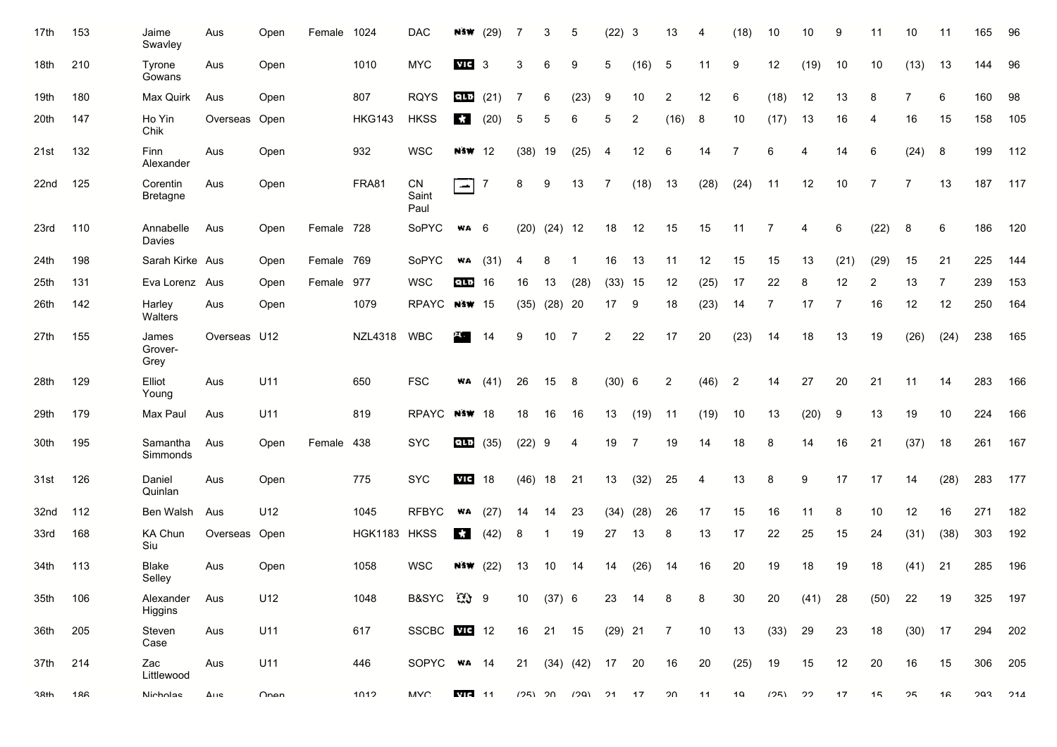| | | | | | | | | | | | | | | | | | | | | | | | | | |
|---|---|---|---|---|---|---|---|---|---|---|---|---|---|---|---|---|---|---|---|---|---|---|---|---|---|
| 17th | 153 | Jaime Swavley | Aus | Open | Female | 1024 | DAC | NSW | (29) | 7 | 3 | 5 | (22) | 3 | 13 | 4 | (18) | 10 | 10 | 9 | 11 | 10 | 11 | 165 | 96 |
| 18th | 210 | Tyrone Gowans | Aus | Open | | 1010 | MYC | VIC | 3 | 3 | 6 | 9 | 5 | (16) | 5 | 11 | 9 | 12 | (19) | 10 | 10 | (13) | 13 | 144 | 96 |
| 19th | 180 | Max Quirk | Aus | Open | | 807 | RQYS | QLD | (21) | 7 | 6 | (23) | 9 | 10 | 2 | 12 | 6 | (18) | 12 | 13 | 8 | 7 | 6 | 160 | 98 |
| 20th | 147 | Ho Yin Chik | Overseas | Open | | HKG143 | HKSS | | (20) | 5 | 5 | 6 | 5 | 2 | (16) | 8 | 10 | (17) | 13 | 16 | 4 | 16 | 15 | 158 | 105 |
| 21st | 132 | Finn Alexander | Aus | Open | | 932 | WSC | NSW | 12 | (38) | 19 | (25) | 4 | 12 | 6 | 14 | 7 | 6 | 4 | 14 | 6 | (24) | 8 | 199 | 112 |
| 22nd | 125 | Corentin Bretagne | Aus | Open | | FRA81 | CN Saint Paul | | 7 | 8 | 9 | 13 | 7 | (18) | 13 | (28) | (24) | 11 | 12 | 10 | 7 | 7 | 13 | 187 | 117 |
| 23rd | 110 | Annabelle Davies | Aus | Open | Female | 728 | SoPYC | WA | 6 | (20) | (24) | 12 | 18 | 12 | 15 | 15 | 11 | 7 | 4 | 6 | (22) | 8 | 6 | 186 | 120 |
| 24th | 198 | Sarah Kirke | Aus | Open | Female | 769 | SoPYC | WA | (31) | 4 | 8 | 1 | 16 | 13 | 11 | 12 | 15 | 15 | 13 | (21) | (29) | 15 | 21 | 225 | 144 |
| 25th | 131 | Eva Lorenz | Aus | Open | Female | 977 | WSC | QLD | 16 | 16 | 13 | (28) | (33) | 15 | 12 | (25) | 17 | 22 | 8 | 12 | 2 | 13 | 7 | 239 | 153 |
| 26th | 142 | Harley Walters | Aus | Open | | 1079 | RPAYC | NSW | 15 | (35) | (28) | 20 | 17 | 9 | 18 | (23) | 14 | 7 | 17 | 7 | 16 | 12 | 12 | 250 | 164 |
| 27th | 155 | James Grover-Grey | Overseas | U12 | | NZL4318 | WBC | | 14 | 9 | 10 | 7 | 2 | 22 | 17 | 20 | (23) | 14 | 18 | 13 | 19 | (26) | (24) | 238 | 165 |
| 28th | 129 | Elliot Young | Aus | U11 | | 650 | FSC | WA | (41) | 26 | 15 | 8 | (30) | 6 | 2 | (46) | 2 | 14 | 27 | 20 | 21 | 11 | 14 | 283 | 166 |
| 29th | 179 | Max Paul | Aus | U11 | | 819 | RPAYC | NSW | 18 | 18 | 16 | 16 | 13 | (19) | 11 | (19) | 10 | 13 | (20) | 9 | 13 | 19 | 10 | 224 | 166 |
| 30th | 195 | Samantha Simmonds | Aus | Open | Female | 438 | SYC | QLD | (35) | (22) | 9 | 4 | 19 | 7 | 19 | 14 | 18 | 8 | 14 | 16 | 21 | (37) | 18 | 261 | 167 |
| 31st | 126 | Daniel Quinlan | Aus | Open | | 775 | SYC | VIC | 18 | (46) | 18 | 21 | 13 | (32) | 25 | 4 | 13 | 8 | 9 | 17 | 17 | 14 | (28) | 283 | 177 |
| 32nd | 112 | Ben Walsh | Aus | U12 | | 1045 | RFBYC | WA | (27) | 14 | 14 | 23 | (34) | (28) | 26 | 17 | 15 | 16 | 11 | 8 | 10 | 12 | 16 | 271 | 182 |
| 33rd | 168 | KA Chun Siu | Overseas | Open | | HGK1183 | HKSS | | (42) | 8 | 1 | 19 | 27 | 13 | 8 | 13 | 17 | 22 | 25 | 15 | 24 | (31) | (38) | 303 | 192 |
| 34th | 113 | Blake Selley | Aus | Open | | 1058 | WSC | NSW | (22) | 13 | 10 | 14 | 14 | (26) | 14 | 16 | 20 | 19 | 18 | 19 | 18 | (41) | 21 | 285 | 196 |
| 35th | 106 | Alexander Higgins | Aus | U12 | | 1048 | B&SYC | | 9 | 10 | (37) | 6 | 23 | 14 | 8 | 8 | 30 | 20 | (41) | 28 | (50) | 22 | 19 | 325 | 197 |
| 36th | 205 | Steven Case | Aus | U11 | | 617 | SSCBC | VIC | 12 | 16 | 21 | 15 | (29) | 21 | 7 | 10 | 13 | (33) | 29 | 23 | 18 | (30) | 17 | 294 | 202 |
| 37th | 214 | Zac Littlewood | Aus | U11 | | 446 | SOPYC | WA | 14 | 21 | (34) | (42) | 17 | 20 | 16 | 20 | (25) | 19 | 15 | 12 | 20 | 16 | 15 | 306 | 205 |
| 38th | 186 | Nicholas | Aus | Open | | 1012 | MYC | VIC | 11 | (25) | 20 | (29) | 21 | 17 | 20 | 11 | 19 | (25) | 22 | 17 | 15 | 25 | 16 | 293 | 214 |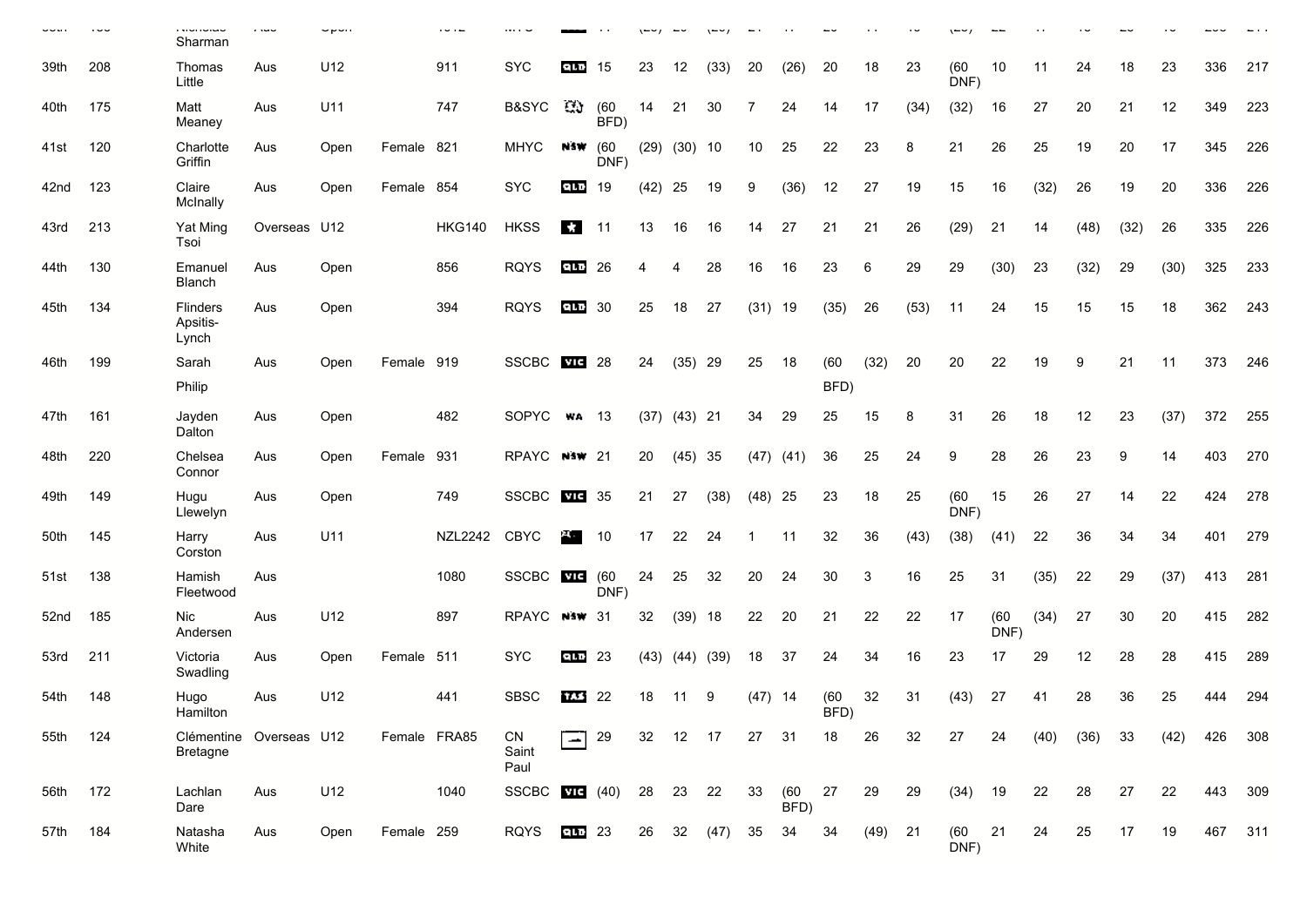| | | | | | | | | | | | | | | | | | | | | | | | | | | | |
|---|---|---|---|---|---|---|---|---|---|---|---|---|---|---|---|---|---|---|---|---|---|---|---|---|---|---|---|
| 39th | 208 | Thomas Little | Aus | U12 | | 911 | SYC | QLD | 15 | 23 | 12 | (33) | 20 | (26) | 20 | 18 | 23 | (60 DNF) | 10 | 11 | 24 | 18 | 23 | 336 | 217 |
| 40th | 175 | Matt Meaney | Aus | U11 | | 747 | B&SYC | | (60 BFD) | 14 | 21 | 30 | 7 | 24 | 14 | 17 | (34) | (32) | 16 | 27 | 20 | 21 | 12 | 349 | 223 |
| 41st | 120 | Charlotte Griffin | Aus | Open | Female | 821 | MHYC | NSW | (60 DNF) | (29) | (30) | 10 | 10 | 25 | 22 | 23 | 8 | 21 | 26 | 25 | 19 | 20 | 17 | 345 | 226 |
| 42nd | 123 | Claire McInally | Aus | Open | Female | 854 | SYC | QLD | 19 | (42) | 25 | 19 | 9 | (36) | 12 | 27 | 19 | 15 | 16 | (32) | 26 | 19 | 20 | 336 | 226 |
| 43rd | 213 | Yat Ming Tsoi | Overseas | U12 | | HKG140 | HKSS | | 11 | 13 | 16 | 16 | 14 | 27 | 21 | 21 | 26 | (29) | 21 | 14 | (48) | (32) | 26 | 335 | 226 |
| 44th | 130 | Emanuel Blanch | Aus | Open | | 856 | RQYS | QLD | 26 | 4 | 4 | 28 | 16 | 16 | 23 | 6 | 29 | 29 | (30) | 23 | (32) | 29 | (30) | 325 | 233 |
| 45th | 134 | Flinders Apsitis-Lynch | Aus | Open | | 394 | RQYS | QLD | 30 | 25 | 18 | 27 | (31) | 19 | (35) | 26 | (53) | 11 | 24 | 15 | 15 | 15 | 18 | 362 | 243 |
| 46th | 199 | Sarah Philip | Aus | Open | Female | 919 | SSCBC | VIC | 28 | 24 | (35) | 29 | 25 | 18 | (60 BFD) | (32) | 20 | 20 | 22 | 19 | 9 | 21 | 11 | 373 | 246 |
| 47th | 161 | Jayden Dalton | Aus | Open | | 482 | SOPYC | WA | 13 | (37) | (43) | 21 | 34 | 29 | 25 | 15 | 8 | 31 | 26 | 18 | 12 | 23 | (37) | 372 | 255 |
| 48th | 220 | Chelsea Connor | Aus | Open | Female | 931 | RPAYC | NSW | 21 | 20 | (45) | 35 | (47) | (41) | 36 | 25 | 24 | 9 | 28 | 26 | 23 | 9 | 14 | 403 | 270 |
| 49th | 149 | Hugu Llewelyn | Aus | Open | | 749 | SSCBC | VIC | 35 | 21 | 27 | (38) | (48) | 25 | 23 | 18 | 25 | (60 DNF) | 15 | 26 | 27 | 14 | 22 | 424 | 278 |
| 50th | 145 | Harry Corston | Aus | U11 | | NZL2242 | CBYC | | 10 | 17 | 22 | 24 | 1 | 11 | 32 | 36 | (43) | (38) | (41) | 22 | 36 | 34 | 34 | 401 | 279 |
| 51st | 138 | Hamish Fleetwood | Aus | | | 1080 | SSCBC | VIC | (60 DNF) | 24 | 25 | 32 | 20 | 24 | 30 | 3 | 16 | 25 | 31 | (35) | 22 | 29 | (37) | 413 | 281 |
| 52nd | 185 | Nic Andersen | Aus | U12 | | 897 | RPAYC | NSW | 31 | 32 | (39) | 18 | 22 | 20 | 21 | 22 | 22 | 17 | (60 DNF) | (34) | 27 | 30 | 20 | 415 | 282 |
| 53rd | 211 | Victoria Swadling | Aus | Open | Female | 511 | SYC | QLD | 23 | (43) | (44) | (39) | 18 | 37 | 24 | 34 | 16 | 23 | 17 | 29 | 12 | 28 | 28 | 415 | 289 |
| 54th | 148 | Hugo Hamilton | Aus | U12 | | 441 | SBSC | TAS | 22 | 18 | 11 | 9 | (47) | 14 | (60 BFD) | 32 | 31 | (43) | 27 | 41 | 28 | 36 | 25 | 444 | 294 |
| 55th | 124 | Clémentine Bretagne | Overseas | U12 | Female | FRA85 | CN Saint Paul | | 29 | 32 | 12 | 17 | 27 | 31 | 18 | 26 | 32 | 27 | 24 | (40) | (36) | 33 | (42) | 426 | 308 |
| 56th | 172 | Lachlan Dare | Aus | U12 | | 1040 | SSCBC | VIC | (40) | 28 | 23 | 22 | 33 | (60 BFD) | 27 | 29 | 29 | (34) | 19 | 22 | 28 | 27 | 22 | 443 | 309 |
| 57th | 184 | Natasha White | Aus | Open | Female | 259 | RQYS | QLD | 23 | 26 | 32 | (47) | 35 | 34 | 34 | (49) | 21 | (60 DNF) | 21 | 24 | 25 | 17 | 19 | 467 | 311 |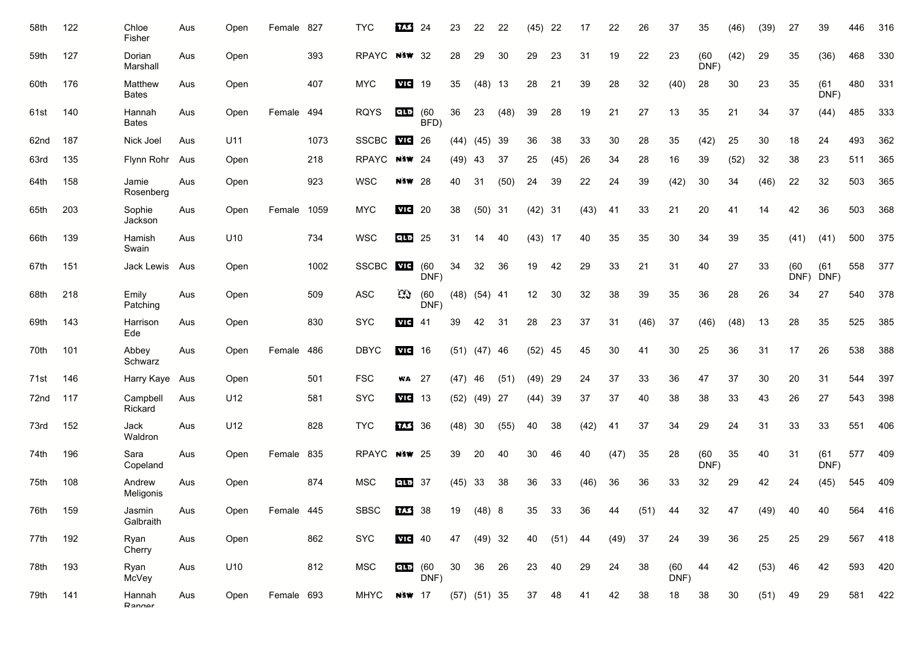| 58th | 122 | Chloe Fisher | Aus | Open | Female | 827 | TYC | TAS | 24 | 23 | 22 | 22 | (45) | 22 | 17 | 22 | 26 | 37 | 35 | (46) | (39) | 27 | 39 | 446 | 316 |
|---|---|---|---|---|---|---|---|---|---|---|---|---|---|---|---|---|---|---|---|---|---|---|---|---|---|
| 59th | 127 | Dorian Marshall | Aus | Open | | 393 | RPAYC | NSW | 32 | 28 | 29 | 30 | 29 | 23 | 31 | 19 | 22 | 23 | (60 DNF) | (42) | 29 | 35 | (36) | 468 | 330 |
| 60th | 176 | Matthew Bates | Aus | Open | | 407 | MYC | VIC | 19 | 35 | (48) | 13 | 28 | 21 | 39 | 28 | 32 | (40) | 28 | 30 | 23 | 35 | (61 DNF) | 480 | 331 |
| 61st | 140 | Hannah Bates | Aus | Open | Female | 494 | RQYS | QLD | (60 BFD) | 36 | 23 | (48) | 39 | 28 | 19 | 21 | 27 | 13 | 35 | 21 | 34 | 37 | (44) | 485 | 333 |
| 62nd | 187 | Nick Joel | Aus | U11 | | 1073 | SSCBC | VIC | 26 | (44) | (45) | 39 | 36 | 38 | 33 | 30 | 28 | 35 | (42) | 25 | 30 | 18 | 24 | 493 | 362 |
| 63rd | 135 | Flynn Rohr | Aus | Open | | 218 | RPAYC | NSW | 24 | (49) | 43 | 37 | 25 | (45) | 26 | 34 | 28 | 16 | 39 | (52) | 32 | 38 | 23 | 511 | 365 |
| 64th | 158 | Jamie Rosenberg | Aus | Open | | 923 | WSC | NSW | 28 | 40 | 31 | (50) | 24 | 39 | 22 | 24 | 39 | (42) | 30 | 34 | (46) | 22 | 32 | 503 | 365 |
| 65th | 203 | Sophie Jackson | Aus | Open | Female | 1059 | MYC | VIC | 20 | 38 | (50) | 31 | (42) | 31 | (43) | 41 | 33 | 21 | 20 | 41 | 14 | 42 | 36 | 503 | 368 |
| 66th | 139 | Hamish Swain | Aus | U10 | | 734 | WSC | QLD | 25 | 31 | 14 | 40 | (43) | 17 | 40 | 35 | 35 | 30 | 34 | 39 | 35 | (41) | (41) | 500 | 375 |
| 67th | 151 | Jack Lewis | Aus | Open | | 1002 | SSCBC | VIC | (60 DNF) | 34 | 32 | 36 | 19 | 42 | 29 | 33 | 21 | 31 | 40 | 27 | 33 | (60 DNF) | (61 DNF) | 558 | 377 |
| 68th | 218 | Emily Patching | Aus | Open | | 509 | ASC | | (60 DNF) | (48) | (54) | 41 | 12 | 30 | 32 | 38 | 39 | 35 | 36 | 28 | 26 | 34 | 27 | 540 | 378 |
| 69th | 143 | Harrison Ede | Aus | Open | | 830 | SYC | VIC | 41 | 39 | 42 | 31 | 28 | 23 | 37 | 31 | (46) | 37 | (46) | (48) | 13 | 28 | 35 | 525 | 385 |
| 70th | 101 | Abbey Schwarz | Aus | Open | Female | 486 | DBYC | VIC | 16 | (51) | (47) | 46 | (52) | 45 | 45 | 30 | 41 | 30 | 25 | 36 | 31 | 17 | 26 | 538 | 388 |
| 71st | 146 | Harry Kaye | Aus | Open | | 501 | FSC | WA | 27 | (47) | 46 | (51) | (49) | 29 | 24 | 37 | 33 | 36 | 47 | 37 | 30 | 20 | 31 | 544 | 397 |
| 72nd | 117 | Campbell Rickard | Aus | U12 | | 581 | SYC | VIC | 13 | (52) | (49) | 27 | (44) | 39 | 37 | 37 | 40 | 38 | 38 | 33 | 43 | 26 | 27 | 543 | 398 |
| 73rd | 152 | Jack Waldron | Aus | U12 | | 828 | TYC | TAS | 36 | (48) | 30 | (55) | 40 | 38 | (42) | 41 | 37 | 34 | 29 | 24 | 31 | 33 | 33 | 551 | 406 |
| 74th | 196 | Sara Copeland | Aus | Open | Female | 835 | RPAYC | NSW | 25 | 39 | 20 | 40 | 30 | 46 | 40 | (47) | 35 | 28 | (60 DNF) | 35 | 40 | 31 | (61 DNF) | 577 | 409 |
| 75th | 108 | Andrew Meligonis | Aus | Open | | 874 | MSC | QLD | 37 | (45) | 33 | 38 | 36 | 33 | (46) | 36 | 36 | 33 | 32 | 29 | 42 | 24 | (45) | 545 | 409 |
| 76th | 159 | Jasmin Galbraith | Aus | Open | Female | 445 | SBSC | TAS | 38 | 19 | (48) | 8 | 35 | 33 | 36 | 44 | (51) | 44 | 32 | 47 | (49) | 40 | 40 | 564 | 416 |
| 77th | 192 | Ryan Cherry | Aus | Open | | 862 | SYC | VIC | 40 | 47 | (49) | 32 | 40 | (51) | 44 | (49) | 37 | 24 | 39 | 36 | 25 | 25 | 29 | 567 | 418 |
| 78th | 193 | Ryan McVey | Aus | U10 | | 812 | MSC | QLD | (60 DNF) | 30 | 36 | 26 | 23 | 40 | 29 | 24 | 38 | (60 DNF) | 44 | 42 | (53) | 46 | 42 | 593 | 420 |
| 79th | 141 | Hannah Ranger | Aus | Open | Female | 693 | MHYC | NSW | 17 | (57) | (51) | 35 | 37 | 48 | 41 | 42 | 38 | 18 | 38 | 30 | (51) | 49 | 29 | 581 | 422 |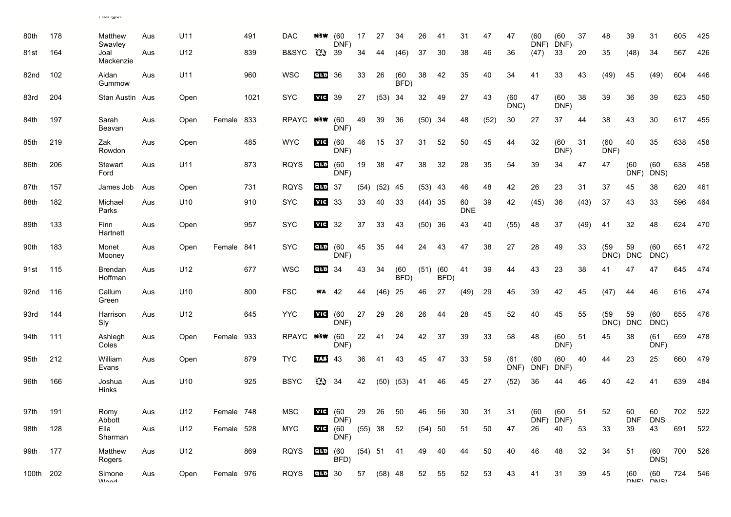| | | Ranger | | | | | | | | | | | | | | | | | | | | | | | | |
|---|---|---|---|---|---|---|---|---|---|---|---|---|---|---|---|---|---|---|---|---|---|---|---|---|---|---|
| 80th | 178 | Matthew Swavley | Aus | U11 | | 491 | DAC | NSW | (60 DNF) | 17 | 27 | 34 | 26 | 41 | 31 | 47 | 47 | (60 DNF) | (60 DNF) | 37 | 48 | 39 | 31 | 605 | 425 |
| 81st | 164 | Joal Mackenzie | Aus | U12 | | 839 | B&SYC | | 39 | 34 | 44 | (46) | 37 | 30 | 38 | 46 | 36 | (47) | 33 | 20 | 35 | (48) | 34 | 567 | 426 |
| 82nd | 102 | Aidan Gummow | Aus | U11 | | 960 | WSC | QLD | 36 | 33 | 26 | (60 BFD) | 38 | 42 | 35 | 40 | 34 | 41 | 33 | 43 | (49) | 45 | (49) | 604 | 446 |
| 83rd | 204 | Stan Austin | Aus | Open | | 1021 | SYC | VIC | 39 | 27 | (53) | 34 | 32 | 49 | 27 | 43 | (60 DNC) | 47 | (60 DNF) | 38 | 39 | 36 | 39 | 623 | 450 |
| 84th | 197 | Sarah Beavan | Aus | Open | Female | 833 | RPAYC | NSW | (60 DNF) | 49 | 39 | 36 | (50) | 34 | 48 | (52) | 30 | 27 | 37 | 44 | 38 | 43 | 30 | 617 | 455 |
| 85th | 219 | Zak Rowdon | Aus | Open | | 485 | WYC | VIC | (60 DNF) | 46 | 15 | 37 | 31 | 52 | 50 | 45 | 44 | 32 | (60 DNF) | 31 | (60 DNF) | 40 | 35 | 638 | 458 |
| 86th | 206 | Stewart Ford | Aus | U11 | | 873 | RQYS | QLD | (60 DNF) | 19 | 38 | 47 | 38 | 32 | 28 | 35 | 54 | 39 | 34 | 47 | 47 | (60 DNF) | (60 DNS) | 638 | 458 |
| 87th | 157 | James Job | Aus | Open | | 731 | RQYS | QLD | 37 | (54) | (52) | 45 | (53) | 43 | 46 | 48 | 42 | 26 | 23 | 31 | 37 | 45 | 38 | 620 | 461 |
| 88th | 182 | Michael Parks | Aus | U10 | | 910 | SYC | VIC | 33 | 33 | 40 | 33 | (44) | 35 | 60 DNE | 39 | 42 | (45) | 36 | (43) | 37 | 43 | 33 | 596 | 464 |
| 89th | 133 | Finn Hartnett | Aus | Open | | 957 | SYC | VIC | 32 | 37 | 33 | 43 | (50) | 36 | 43 | 40 | (55) | 48 | 37 | (49) | 41 | 32 | 48 | 624 | 470 |
| 90th | 183 | Monet Mooney | Aus | Open | Female | 841 | SYC | QLD | (60 DNF) | 45 | 35 | 44 | 24 | 43 | 47 | 38 | 27 | 28 | 49 | 33 | (59 DNC) | 59 DNC | (60 DNC) | 651 | 472 |
| 91st | 115 | Brendan Hoffman | Aus | U12 | | 677 | WSC | QLD | 34 | 43 | 34 | (60 BFD) | (51) | (60 BFD) | 41 | 39 | 44 | 43 | 23 | 38 | 41 | 47 | 47 | 645 | 474 |
| 92nd | 116 | Callum Green | Aus | U10 | | 800 | FSC | WA | 42 | 44 | (46) | 25 | 46 | 27 | (49) | 29 | 45 | 39 | 42 | 45 | (47) | 44 | 46 | 616 | 474 |
| 93rd | 144 | Harrison Sly | Aus | U12 | | 645 | YYC | VIC | (60 DNF) | 27 | 29 | 26 | 26 | 44 | 28 | 45 | 52 | 40 | 45 | 55 | (59 DNC) | 59 DNC | (60 DNC) | 655 | 476 |
| 94th | 111 | Ashlegh Coles | Aus | Open | Female | 933 | RPAYC | NSW | (60 DNF) | 22 | 41 | 24 | 42 | 37 | 39 | 33 | 58 | 48 | (60 DNF) | 51 | 45 | 38 | (61 DNF) | 659 | 478 |
| 95th | 212 | William Evans | Aus | Open | | 879 | TYC | TAS | 43 | 36 | 41 | 43 | 45 | 47 | 33 | 59 | (61 DNF) | (60 DNF) | (60 DNF) | 40 | 44 | 23 | 25 | 660 | 479 |
| 96th | 166 | Joshua Hinks | Aus | U10 | | 925 | BSYC | | 34 | 42 | (50) | (53) | 41 | 46 | 45 | 27 | (52) | 36 | 44 | 46 | 40 | 42 | 41 | 639 | 484 |
| 97th | 191 | Romy Abbott | Aus | U12 | Female | 748 | MSC | VIC | (60 DNF) | 29 | 26 | 50 | 46 | 56 | 30 | 31 | 31 | (60 DNF) | (60 DNF) | 51 | 52 | 60 DNF | 60 DNS | 702 | 522 |
| 98th | 128 | Ella Sharman | Aus | U12 | Female | 528 | MYC | VIC | (60 DNF) | (55) | 38 | 52 | (54) | 50 | 51 | 50 | 47 | 26 | 40 | 53 | 33 | 39 | 43 | 691 | 522 |
| 99th | 177 | Matthew Rogers | Aus | U12 | | 869 | RQYS | QLD | (60 BFD) | (54) | 51 | 41 | 49 | 40 | 44 | 50 | 40 | 46 | 48 | 32 | 34 | 51 | (60 DNS) | 700 | 526 |
| 100th | 202 | Simone Wood | Aus | Open | Female | 976 | RQYS | QLD | 30 | 57 | (58) | 48 | 52 | 55 | 52 | 53 | 43 | 41 | 31 | 39 | 45 | (60 DNF) | (60 DNS) | 724 | 546 |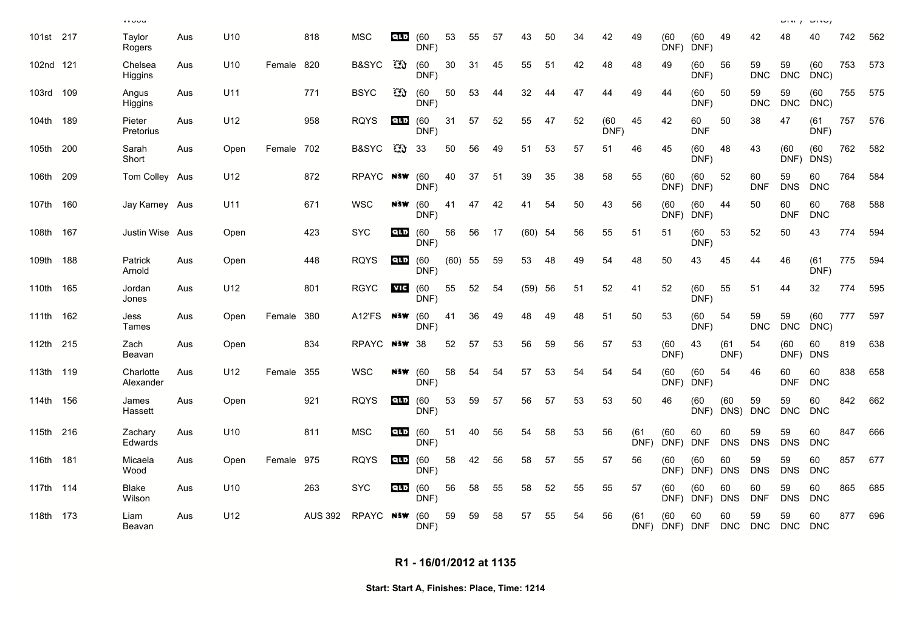| | | | | | | | | | | | | | | | | | | | | | | | | | |
|---|---|---|---|---|---|---|---|---|---|---|---|---|---|---|---|---|---|---|---|---|---|---|---|---|---|
| 101st | 217 | Taylor Rogers | Aus | U10 | | 818 | MSC | QLD | (60 DNF) | 53 | 55 | 57 | 43 | 50 | 34 | 42 | 49 | (60 DNF) | (60 DNF) | 49 | 42 | 48 | 40 | 742 | 562 |
| 102nd | 121 | Chelsea Higgins | Aus | U10 | Female | 820 | B&SYC | | (60 DNF) | 30 | 31 | 45 | 55 | 51 | 42 | 48 | 48 | 49 | (60 DNF) | 56 | 59 DNC | 59 DNC | (60 DNC) | 753 | 573 |
| 103rd | 109 | Angus Higgins | Aus | U11 | | 771 | BSYC | | (60 DNF) | 50 | 53 | 44 | 32 | 44 | 47 | 44 | 49 | 44 | (60 DNF) | 50 | 59 DNC | 59 DNC | (60 DNC) | 755 | 575 |
| 104th | 189 | Pieter Pretorius | Aus | U12 | | 958 | RQYS | QLD | (60 DNF) | 31 | 57 | 52 | 55 | 47 | 52 | (60 DNF) | 45 | 42 | 60 DNF | 50 | 38 | 47 | (61 DNF) | 757 | 576 |
| 105th | 200 | Sarah Short | Aus | Open | Female | 702 | B&SYC | | 33 | 50 | 56 | 49 | 51 | 53 | 57 | 51 | 46 | 45 | (60 DNF) | 48 | 43 | (60 DNF) | (60 DNS) | 762 | 582 |
| 106th | 209 | Tom Colley | Aus | U12 | | 872 | RPAYC | NSW | (60 DNF) | 40 | 37 | 51 | 39 | 35 | 38 | 58 | 55 | (60 DNF) | (60 DNF) | 52 | 60 DNF | 59 DNS | 60 DNC | 764 | 584 |
| 107th | 160 | Jay Karney | Aus | U11 | | 671 | WSC | NSW | (60 DNF) | 41 | 47 | 42 | 41 | 54 | 50 | 43 | 56 | (60 DNF) | (60 DNF) | 44 | 50 | 60 DNF | 60 DNC | 768 | 588 |
| 108th | 167 | Justin Wise | Aus | Open | | 423 | SYC | QLD | (60 DNF) | 56 | 56 | 17 | (60) | 54 | 56 | 55 | 51 | 51 | (60 DNF) | 53 | 52 | 50 | 43 | 774 | 594 |
| 109th | 188 | Patrick Arnold | Aus | Open | | 448 | RQYS | QLD | (60 DNF) | (60) | 55 | 59 | 53 | 48 | 49 | 54 | 48 | 50 | 43 | 45 | 44 | 46 | (61 DNF) | 775 | 594 |
| 110th | 165 | Jordan Jones | Aus | U12 | | 801 | RGYC | VIC | (60 DNF) | 55 | 52 | 54 | (59) | 56 | 51 | 52 | 41 | 52 | (60 DNF) | 55 | 51 | 44 | 32 | 774 | 595 |
| 111th | 162 | Jess Tames | Aus | Open | Female | 380 | A12'FS | NSW | (60 DNF) | 41 | 36 | 49 | 48 | 49 | 48 | 51 | 50 | 53 | (60 DNF) | 54 | 59 DNC | 59 DNC | (60 DNC) | 777 | 597 |
| 112th | 215 | Zach Beavan | Aus | Open | | 834 | RPAYC | NSW | 38 | 52 | 57 | 53 | 56 | 59 | 56 | 57 | 53 | (60 DNF) | 43 | (61 DNF) | 54 | (60 DNF) | 60 DNS | 819 | 638 |
| 113th | 119 | Charlotte Alexander | Aus | U12 | Female | 355 | WSC | NSW | (60 DNF) | 58 | 54 | 54 | 57 | 53 | 54 | 54 | 54 | (60 DNF) | (60 DNF) | 54 | 46 | 60 DNF | 60 DNC | 838 | 658 |
| 114th | 156 | James Hassett | Aus | Open | | 921 | RQYS | QLD | (60 DNF) | 53 | 59 | 57 | 56 | 57 | 53 | 53 | 50 | 46 | (60 DNF) | (60 DNS) | 59 DNC | 59 DNC | 60 DNC | 842 | 662 |
| 115th | 216 | Zachary Edwards | Aus | U10 | | 811 | MSC | QLD | (60 DNF) | 51 | 40 | 56 | 54 | 58 | 53 | 56 | (61 DNF) | (60 DNF) | 60 DNF | 60 DNS | 59 DNS | 59 DNS | 60 DNC | 847 | 666 |
| 116th | 181 | Micaela Wood | Aus | Open | Female | 975 | RQYS | QLD | (60 DNF) | 58 | 42 | 56 | 58 | 57 | 55 | 57 | 56 | (60 DNF) | (60 DNF) | 60 DNS | 59 DNS | 59 DNS | 60 DNC | 857 | 677 |
| 117th | 114 | Blake Wilson | Aus | U10 | | 263 | SYC | QLD | (60 DNF) | 56 | 58 | 55 | 58 | 52 | 55 | 55 | 57 | (60 DNF) | (60 DNF) | 60 DNS | 60 DNF | 59 DNS | 60 DNC | 865 | 685 |
| 118th | 173 | Liam Beavan | Aus | U12 | | AUS 392 | RPAYC | NSW | (60 DNF) | 59 | 59 | 58 | 57 | 55 | 54 | 56 | (61 DNF) | (60 DNF) | 60 DNF | 60 DNC | 59 DNC | 59 DNC | 60 DNC | 877 | 696 |

**R1 - 16/01/2012 at 1135**

**Start: Start A, Finishes: Place, Time: 1214**